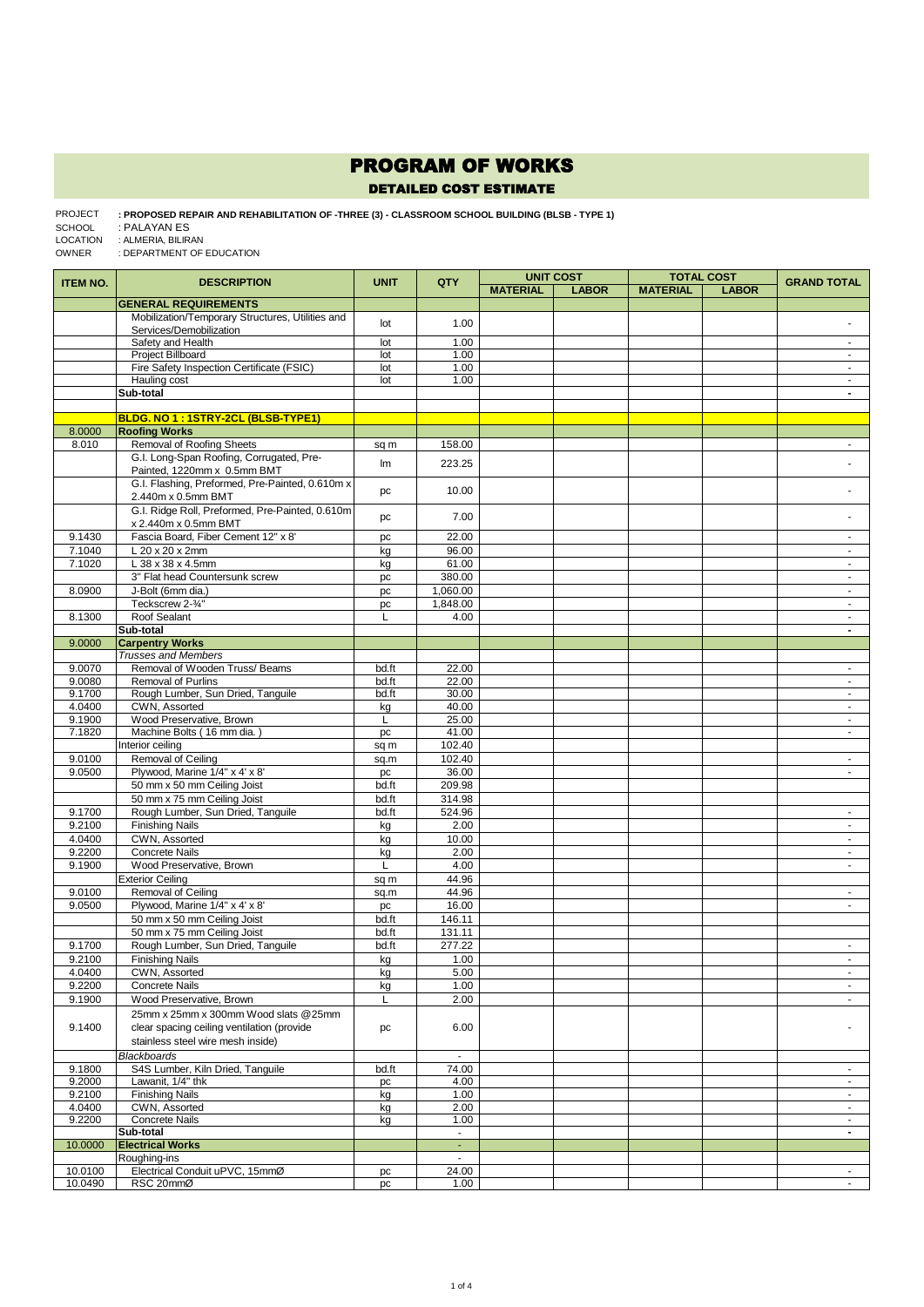# PROGRAM OF WORKS

## DETAILED COST ESTIMATE

PROJECT : **PROPOSED REPAIR AND REHABILITATION OF -THREE (3) - CLASSROOM SCHOOL BUILDING (BLSB - TYPE 1)**
SCHOOL : PALAYAN ES
LOCATION : ALMERIA, BILIRAN
OWNER : DEPARTMENT OF EDUCATION

| ITEM NO. | DESCRIPTION | UNIT | QTY | UNIT COST | | TOTAL COST | | GRAND TOTAL |
|---|---|---|---|---|---|---|---|---|
| | | | | MATERIAL | LABOR | MATERIAL | LABOR | |
| | **GENERAL REQUIREMENTS** | | | | | | | |
| | Mobilization/Temporary Structures, Utilities and Services/Demobilization | lot | 1.00 | | | | | - |
| | Safety and Health | lot | 1.00 | | | | | - |
| | Project Billboard | lot | 1.00 | | | | | - |
| | Fire Safety Inspection Certificate (FSIC) | lot | 1.00 | | | | | - |
| | Hauling cost | lot | 1.00 | | | | | - |
| | **Sub-total** | | | | | | | **-** |
| | | | | | | | | |
| | **BLDG. NO 1 : 1STRY-2CL (BLSB-TYPE1)** | | | | | | | |
| 8.0000 | **Roofing Works** | | | | | | | |
| 8.010 | Removal of Roofing Sheets | sq m | 158.00 | | | | | - |
| | G.I. Long-Span Roofing, Corrugated, Pre-Painted, 1220mm x 0.5mm BMT | lm | 223.25 | | | | | - |
| | G.I. Flashing, Preformed, Pre-Painted, 0.610m x 2.440m x 0.5mm BMT | pc | 10.00 | | | | | - |
| | G.I. Ridge Roll, Preformed, Pre-Painted, 0.610m x 2.440m x 0.5mm BMT | pc | 7.00 | | | | | - |
| 9.1430 | Fascia Board, Fiber Cement 12" x 8' | pc | 22.00 | | | | | - |
| 7.1040 | L 20 x 20 x 2mm | kg | 96.00 | | | | | - |
| 7.1020 | L 38 x 38 x 4.5mm | kg | 61.00 | | | | | - |
| | 3" Flat head Countersunk screw | pc | 380.00 | | | | | - |
| 8.0900 | J-Bolt (6mm dia.) | pc | 1,060.00 | | | | | - |
| | Teckscrew 2-¾" | pc | 1,848.00 | | | | | - |
| 8.1300 | Roof Sealant | L | 4.00 | | | | | - |
| | **Sub-total** | | | | | | | **-** |
| 9.0000 | **Carpentry Works** | | | | | | | |
| | *Trusses and Members* | | | | | | | |
| 9.0070 | Removal of Wooden Truss/ Beams | bd.ft | 22.00 | | | | | - |
| 9.0080 | Removal of Purlins | bd.ft | 22.00 | | | | | - |
| 9.1700 | Rough Lumber, Sun Dried, Tanguile | bd.ft | 30.00 | | | | | - |
| 4.0400 | CWN, Assorted | kg | 40.00 | | | | | - |
| 9.1900 | Wood Preservative, Brown | L | 25.00 | | | | | - |
| 7.1820 | Machine Bolts ( 16 mm dia. ) | pc | 41.00 | | | | | - |
| | Interior ceiling | sq m | 102.40 | | | | | |
| 9.0100 | Removal of Ceiling | sq.m | 102.40 | | | | | - |
| 9.0500 | Plywood, Marine 1/4" x 4' x 8' | pc | 36.00 | | | | | - |
| | 50 mm x 50 mm Ceiling Joist | bd.ft | 209.98 | | | | | |
| | 50 mm x 75 mm Ceiling Joist | bd.ft | 314.98 | | | | | |
| 9.1700 | Rough Lumber, Sun Dried, Tanguile | bd.ft | 524.96 | | | | | - |
| 9.2100 | Finishing Nails | kg | 2.00 | | | | | - |
| 4.0400 | CWN, Assorted | kg | 10.00 | | | | | - |
| 9.2200 | Concrete Nails | kg | 2.00 | | | | | - |
| 9.1900 | Wood Preservative, Brown | L | 4.00 | | | | | - |
| | Exterior Ceiling | sq m | 44.96 | | | | | |
| 9.0100 | Removal of Ceiling | sq.m | 44.96 | | | | | - |
| 9.0500 | Plywood, Marine 1/4" x 4' x 8' | pc | 16.00 | | | | | - |
| | 50 mm x 50 mm Ceiling Joist | bd.ft | 146.11 | | | | | |
| | 50 mm x 75 mm Ceiling Joist | bd.ft | 131.11 | | | | | |
| 9.1700 | Rough Lumber, Sun Dried, Tanguile | bd.ft | 277.22 | | | | | - |
| 9.2100 | Finishing Nails | kg | 1.00 | | | | | - |
| 4.0400 | CWN, Assorted | kg | 5.00 | | | | | - |
| 9.2200 | Concrete Nails | kg | 1.00 | | | | | - |
| 9.1900 | Wood Preservative, Brown | L | 2.00 | | | | | - |
| 9.1400 | 25mm x 25mm x 300mm Wood slats @25mm clear spacing ceiling ventilation (provide stainless steel wire mesh inside) | pc | 6.00 | | | | | - |
| | *Blackboards* | | - | | | | | |
| 9.1800 | S4S Lumber, Kiln Dried, Tanguile | bd.ft | 74.00 | | | | | - |
| 9.2000 | Lawanit, 1/4" thk | pc | 4.00 | | | | | - |
| 9.2100 | Finishing Nails | kg | 1.00 | | | | | - |
| 4.0400 | CWN, Assorted | kg | 2.00 | | | | | - |
| 9.2200 | Concrete Nails | kg | 1.00 | | | | | - |
| | **Sub-total** | | - | | | | | **-** |
| 10.0000 | **Electrical Works** | | - | | | | | |
| | Roughing-ins | | - | | | | | |
| 10.0100 | Electrical Conduit uPVC, 15mmØ | pc | 24.00 | | | | | - |
| 10.0490 | RSC 20mmØ | pc | 1.00 | | | | | - |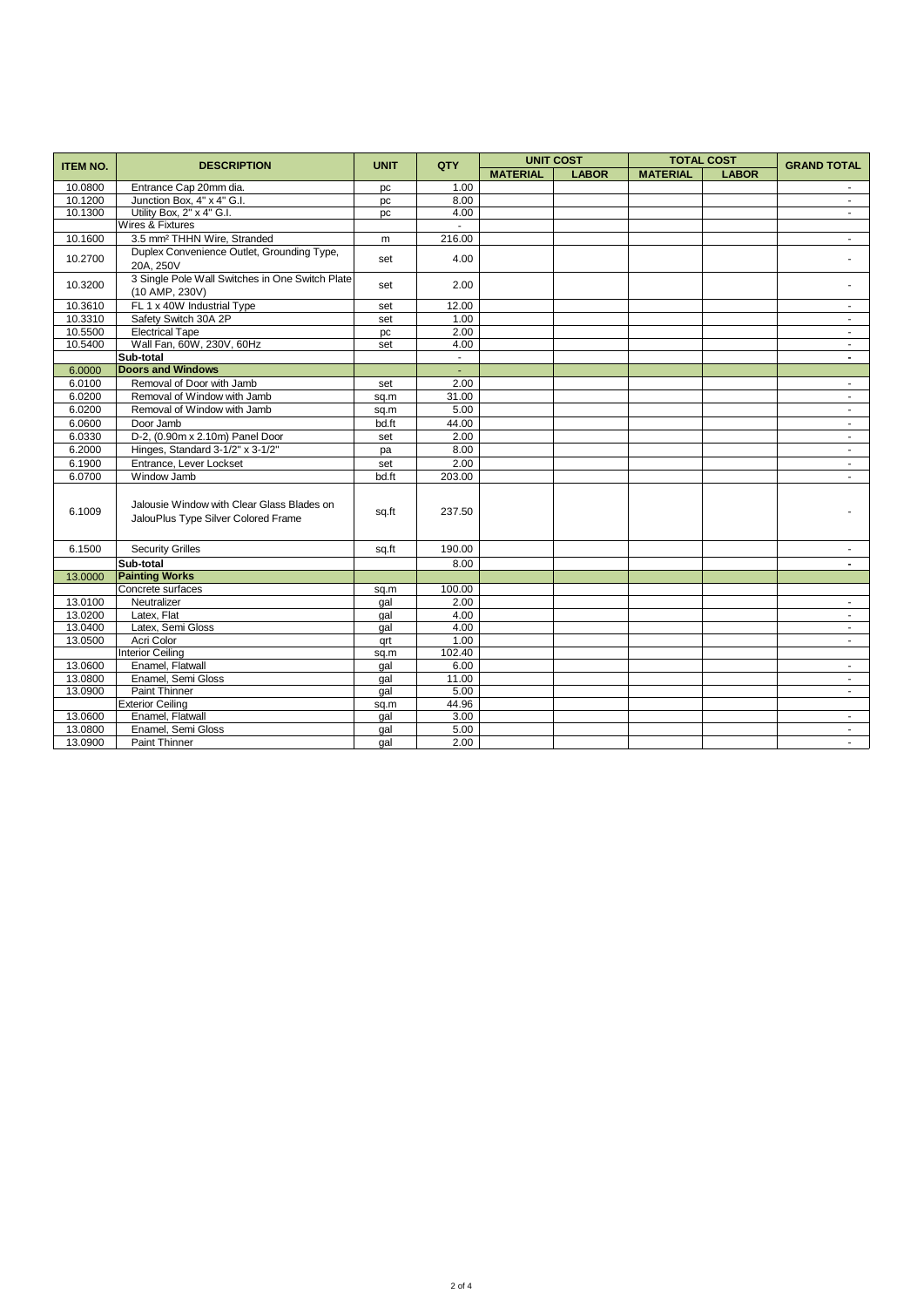| ITEM NO. | DESCRIPTION | UNIT | QTY | UNIT COST | | TOTAL COST | | GRAND TOTAL |
|---|---|---|---|---|---|---|---|---|
| | | | | MATERIAL | LABOR | MATERIAL | LABOR | |
| 10.0800 | Entrance Cap 20mm dia. | pc | 1.00 | | | | | - |
| 10.1200 | Junction Box, 4" x 4" G.I. | pc | 8.00 | | | | | - |
| 10.1300 | Utility Box, 2" x 4" G.I. | pc | 4.00 | | | | | - |
| | Wires & Fixtures | | - | | | | | |
| 10.1600 | 3.5 mm² THHN Wire, Stranded | m | 216.00 | | | | | - |
| 10.2700 | Duplex Convenience Outlet, Grounding Type, 20A, 250V | set | 4.00 | | | | | - |
| 10.3200 | 3 Single Pole Wall Switches in One Switch Plate (10 AMP, 230V) | set | 2.00 | | | | | - |
| 10.3610 | FL 1 x 40W Industrial Type | set | 12.00 | | | | | - |
| 10.3310 | Safety Switch 30A 2P | set | 1.00 | | | | | - |
| 10.5500 | Electrical Tape | pc | 2.00 | | | | | - |
| 10.5400 | Wall Fan, 60W, 230V, 60Hz | set | 4.00 | | | | | - |
| | **Sub-total** | | - | | | | | **-** |
| 6.0000 | **Doors and Windows** | | - | | | | | |
| 6.0100 | Removal of Door with Jamb | set | 2.00 | | | | | - |
| 6.0200 | Removal of Window with Jamb | sq.m | 31.00 | | | | | - |
| 6.0200 | Removal of Window with Jamb | sq.m | 5.00 | | | | | - |
| 6.0600 | Door Jamb | bd.ft | 44.00 | | | | | - |
| 6.0330 | D-2, (0.90m x 2.10m) Panel Door | set | 2.00 | | | | | - |
| 6.2000 | Hinges, Standard 3-1/2" x 3-1/2" | pa | 8.00 | | | | | - |
| 6.1900 | Entrance, Lever Lockset | set | 2.00 | | | | | - |
| 6.0700 | Window Jamb | bd.ft | 203.00 | | | | | - |
| 6.1009 | Jalousie Window with Clear Glass Blades on JalouPlus Type Silver Colored Frame | sq.ft | 237.50 | | | | | - |
| 6.1500 | Security Grilles | sq.ft | 190.00 | | | | | - |
| | **Sub-total** | | 8.00 | | | | | **-** |
| 13.0000 | **Painting Works** | | | | | | | |
| | Concrete surfaces | sq.m | 100.00 | | | | | |
| 13.0100 | Neutralizer | gal | 2.00 | | | | | - |
| 13.0200 | Latex, Flat | gal | 4.00 | | | | | - |
| 13.0400 | Latex, Semi Gloss | gal | 4.00 | | | | | - |
| 13.0500 | Acri Color | qrt | 1.00 | | | | | - |
| | Interior Ceiling | sq.m | 102.40 | | | | | |
| 13.0600 | Enamel, Flatwall | gal | 6.00 | | | | | - |
| 13.0800 | Enamel, Semi Gloss | gal | 11.00 | | | | | - |
| 13.0900 | Paint Thinner | gal | 5.00 | | | | | - |
| | Exterior Ceiling | sq.m | 44.96 | | | | | |
| 13.0600 | Enamel, Flatwall | gal | 3.00 | | | | | - |
| 13.0800 | Enamel, Semi Gloss | gal | 5.00 | | | | | - |
| 13.0900 | Paint Thinner | gal | 2.00 | | | | | - |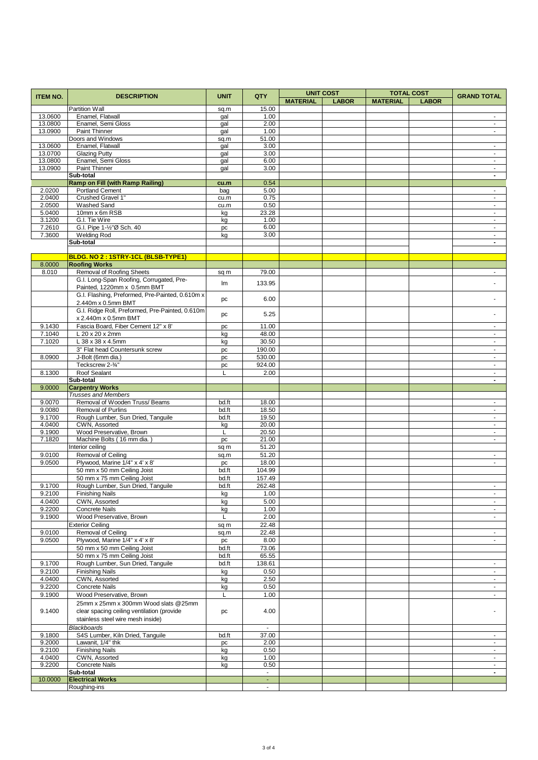| ITEM NO. | DESCRIPTION | UNIT | QTY | UNIT COST | | TOTAL COST | | GRAND TOTAL |
|---|---|---|---|---|---|---|---|---|
| | | | | MATERIAL | LABOR | MATERIAL | LABOR | |
| | Partition Wall | sq.m | 15.00 | | | | | |
| 13.0600 | Enamel, Flatwall | gal | 1.00 | | | | | - |
| 13.0800 | Enamel, Semi Gloss | gal | 2.00 | | | | | - |
| 13.0900 | Paint Thinner | gal | 1.00 | | | | | - |
| | Doors and Windows | sq.m | 51.00 | | | | | |
| 13.0600 | Enamel, Flatwall | gal | 3.00 | | | | | - |
| 13.0700 | Glazing Putty | gal | 3.00 | | | | | - |
| 13.0800 | Enamel, Semi Gloss | gal | 6.00 | | | | | - |
| 13.0900 | Paint Thinner | gal | 3.00 | | | | | - |
| | **Sub-total** | | | | | | | **-** |
| | **Ramp on Fill (with Ramp Railing)** | **cu.m** | **0.54** | | | | | |
| 2.0200 | Portland Cement | bag | 5.00 | | | | | - |
| 2.0400 | Crushed Gravel 1" | cu.m | 0.75 | | | | | - |
| 2.0500 | Washed Sand | cu.m | 0.50 | | | | | - |
| 5.0400 | 10mm x 6m RSB | kg | 23.28 | | | | | - |
| 3.1200 | G.I. Tie Wire | kg | 1.00 | | | | | - |
| 7.2610 | G.I. Pipe 1-½"Ø Sch. 40 | pc | 6.00 | | | | | - |
| 7.3600 | Welding Rod | kg | 3.00 | | | | | - |
| | **Sub-total** | | | | | | | **-** |
| | | | | | | | | |
| | **BLDG. NO 2 : 1STRY-1CL (BLSB-TYPE1)** | | | | | | | |
| 8.0000 | **Roofing Works** | | | | | | | |
| 8.010 | Removal of Roofing Sheets | sq m | 79.00 | | | | | - |
| | G.I. Long-Span Roofing, Corrugated, Pre-Painted, 1220mm x 0.5mm BMT | lm | 133.95 | | | | | - |
| | G.I. Flashing, Preformed, Pre-Painted, 0.610m x 2.440m x 0.5mm BMT | pc | 6.00 | | | | | - |
| | G.I. Ridge Roll, Preformed, Pre-Painted, 0.610m x 2.440m x 0.5mm BMT | pc | 5.25 | | | | | - |
| 9.1430 | Fascia Board, Fiber Cement 12" x 8' | pc | 11.00 | | | | | - |
| 7.1040 | L 20 x 20 x 2mm | kg | 48.00 | | | | | - |
| 7.1020 | L 38 x 38 x 4.5mm | kg | 30.50 | | | | | - |
| | 3" Flat head Countersunk screw | pc | 190.00 | | | | | - |
| 8.0900 | J-Bolt (6mm dia.) | pc | 530.00 | | | | | - |
| | Teckscrew 2-¾" | pc | 924.00 | | | | | - |
| 8.1300 | Roof Sealant | L | 2.00 | | | | | - |
| | **Sub-total** | | | | | | | **-** |
| 9.0000 | **Carpentry Works** | | | | | | | |
| | *Trusses and Members* | | | | | | | |
| 9.0070 | Removal of Wooden Truss/ Beams | bd.ft | 18.00 | | | | | - |
| 9.0080 | Removal of Purlins | bd.ft | 18.50 | | | | | - |
| 9.1700 | Rough Lumber, Sun Dried, Tanguile | bd.ft | 19.50 | | | | | - |
| 4.0400 | CWN, Assorted | kg | 20.00 | | | | | - |
| 9.1900 | Wood Preservative, Brown | L | 20.50 | | | | | - |
| 7.1820 | Machine Bolts ( 16 mm dia. ) | pc | 21.00 | | | | | - |
| | Interior ceiling | sq m | 51.20 | | | | | |
| 9.0100 | Removal of Ceiling | sq.m | 51.20 | | | | | - |
| 9.0500 | Plywood, Marine 1/4" x 4' x 8' | pc | 18.00 | | | | | - |
| | 50 mm x 50 mm Ceiling Joist | bd.ft | 104.99 | | | | | |
| | 50 mm x 75 mm Ceiling Joist | bd.ft | 157.49 | | | | | |
| 9.1700 | Rough Lumber, Sun Dried, Tanguile | bd.ft | 262.48 | | | | | - |
| 9.2100 | Finishing Nails | kg | 1.00 | | | | | - |
| 4.0400 | CWN, Assorted | kg | 5.00 | | | | | - |
| 9.2200 | Concrete Nails | kg | 1.00 | | | | | - |
| 9.1900 | Wood Preservative, Brown | L | 2.00 | | | | | - |
| | Exterior Ceiling | sq m | 22.48 | | | | | |
| 9.0100 | Removal of Ceiling | sq.m | 22.48 | | | | | - |
| 9.0500 | Plywood, Marine 1/4" x 4' x 8' | pc | 8.00 | | | | | - |
| | 50 mm x 50 mm Ceiling Joist | bd.ft | 73.06 | | | | | |
| | 50 mm x 75 mm Ceiling Joist | bd.ft | 65.55 | | | | | |
| 9.1700 | Rough Lumber, Sun Dried, Tanguile | bd.ft | 138.61 | | | | | - |
| 9.2100 | Finishing Nails | kg | 0.50 | | | | | - |
| 4.0400 | CWN, Assorted | kg | 2.50 | | | | | - |
| 9.2200 | Concrete Nails | kg | 0.50 | | | | | - |
| 9.1900 | Wood Preservative, Brown | L | 1.00 | | | | | - |
| 9.1400 | 25mm x 25mm x 300mm Wood slats @25mm clear spacing ceiling ventilation (provide stainless steel wire mesh inside) | pc | 4.00 | | | | | - |
| | *Blackboards* | | - | | | | | |
| 9.1800 | S4S Lumber, Kiln Dried, Tanguile | bd.ft | 37.00 | | | | | - |
| 9.2000 | Lawanit, 1/4" thk | pc | 2.00 | | | | | - |
| 9.2100 | Finishing Nails | kg | 0.50 | | | | | - |
| 4.0400 | CWN, Assorted | kg | 1.00 | | | | | - |
| 9.2200 | Concrete Nails | kg | 0.50 | | | | | - |
| | **Sub-total** | | - | | | | | **-** |
| 10.0000 | **Electrical Works** | | - | | | | | |
| | Roughing-ins | | - | | | | | |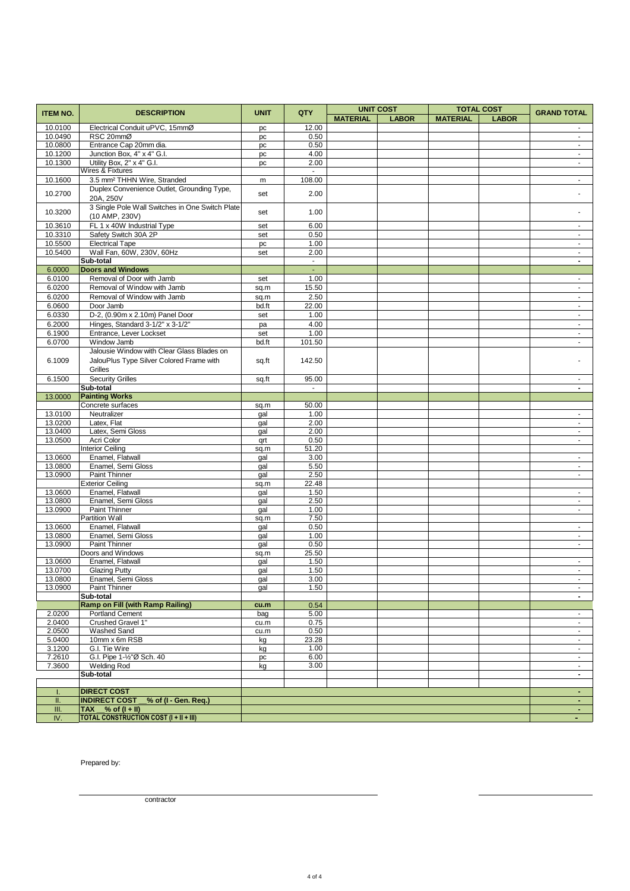| ITEM NO. | DESCRIPTION | UNIT | QTY | UNIT COST | | TOTAL COST | | GRAND TOTAL |
|---|---|---|---|---|---|---|---|---|
| | | | | MATERIAL | LABOR | MATERIAL | LABOR | |
| 10.0100 | Electrical Conduit uPVC, 15mmØ | pc | 12.00 | | | | | - |
| 10.0490 | RSC 20mmØ | pc | 0.50 | | | | | - |
| 10.0800 | Entrance Cap 20mm dia. | pc | 0.50 | | | | | - |
| 10.1200 | Junction Box, 4" x 4" G.I. | pc | 4.00 | | | | | - |
| 10.1300 | Utility Box, 2" x 4" G.I. | pc | 2.00 | | | | | - |
| | Wires & Fixtures | | - | | | | | |
| 10.1600 | 3.5 mm² THHN Wire, Stranded | m | 108.00 | | | | | - |
| 10.2700 | Duplex Convenience Outlet, Grounding Type, 20A, 250V | set | 2.00 | | | | | - |
| 10.3200 | 3 Single Pole Wall Switches in One Switch Plate (10 AMP, 230V) | set | 1.00 | | | | | - |
| 10.3610 | FL 1 x 40W Industrial Type | set | 6.00 | | | | | - |
| 10.3310 | Safety Switch 30A 2P | set | 0.50 | | | | | - |
| 10.5500 | Electrical Tape | pc | 1.00 | | | | | - |
| 10.5400 | Wall Fan, 60W, 230V, 60Hz | set | 2.00 | | | | | - |
| | **Sub-total** | | - | | | | | **-** |
| 6.0000 | **Doors and Windows** | | - | | | | | |
| 6.0100 | Removal of Door with Jamb | set | 1.00 | | | | | - |
| 6.0200 | Removal of Window with Jamb | sq.m | 15.50 | | | | | - |
| 6.0200 | Removal of Window with Jamb | sq.m | 2.50 | | | | | - |
| 6.0600 | Door Jamb | bd.ft | 22.00 | | | | | - |
| 6.0330 | D-2, (0.90m x 2.10m) Panel Door | set | 1.00 | | | | | - |
| 6.2000 | Hinges, Standard 3-1/2" x 3-1/2" | pa | 4.00 | | | | | - |
| 6.1900 | Entrance, Lever Lockset | set | 1.00 | | | | | - |
| 6.0700 | Window Jamb | bd.ft | 101.50 | | | | | - |
| 6.1009 | Jalousie Window with Clear Glass Blades on JalouPlus Type Silver Colored Frame with Grilles | sq.ft | 142.50 | | | | | - |
| 6.1500 | Security Grilles | sq.ft | 95.00 | | | | | - |
| | **Sub-total** | | - | | | | | **-** |
| 13.0000 | **Painting Works** | | | | | | | |
| | Concrete surfaces | sq.m | 50.00 | | | | | |
| 13.0100 | Neutralizer | gal | 1.00 | | | | | - |
| 13.0200 | Latex, Flat | gal | 2.00 | | | | | - |
| 13.0400 | Latex, Semi Gloss | gal | 2.00 | | | | | - |
| 13.0500 | Acri Color | qrt | 0.50 | | | | | - |
| | Interior Ceiling | sq.m | 51.20 | | | | | |
| 13.0600 | Enamel, Flatwall | gal | 3.00 | | | | | - |
| 13.0800 | Enamel, Semi Gloss | gal | 5.50 | | | | | - |
| 13.0900 | Paint Thinner | gal | 2.50 | | | | | - |
| | Exterior Ceiling | sq.m | 22.48 | | | | | |
| 13.0600 | Enamel, Flatwall | gal | 1.50 | | | | | - |
| 13.0800 | Enamel, Semi Gloss | gal | 2.50 | | | | | - |
| 13.0900 | Paint Thinner | gal | 1.00 | | | | | - |
| | Partition Wall | sq.m | 7.50 | | | | | |
| 13.0600 | Enamel, Flatwall | gal | 0.50 | | | | | - |
| 13.0800 | Enamel, Semi Gloss | gal | 1.00 | | | | | - |
| 13.0900 | Paint Thinner | gal | 0.50 | | | | | - |
| | Doors and Windows | sq.m | 25.50 | | | | | |
| 13.0600 | Enamel, Flatwall | gal | 1.50 | | | | | - |
| 13.0700 | Glazing Putty | gal | 1.50 | | | | | - |
| 13.0800 | Enamel, Semi Gloss | gal | 3.00 | | | | | - |
| 13.0900 | Paint Thinner | gal | 1.50 | | | | | - |
| | **Sub-total** | | | | | | | **-** |
| | **Ramp on Fill (with Ramp Railing)** | **cu.m** | 0.54 | | | | | |
| 2.0200 | Portland Cement | bag | 5.00 | | | | | - |
| 2.0400 | Crushed Gravel 1" | cu.m | 0.75 | | | | | - |
| 2.0500 | Washed Sand | cu.m | 0.50 | | | | | - |
| 5.0400 | 10mm x 6m RSB | kg | 23.28 | | | | | - |
| 3.1200 | G.I. Tie Wire | kg | 1.00 | | | | | - |
| 7.2610 | G.I. Pipe 1-½"Ø Sch. 40 | pc | 6.00 | | | | | - |
| 7.3600 | Welding Rod | kg | 3.00 | | | | | - |
| | **Sub-total** | | | | | | | **-** |
| | | | | | | | | |
| I. | **DIRECT COST** | | | | | | | **-** |
| II. | **INDIRECT COST __% of (I - Gen. Req.)** | | | | | | | **-** |
| III. | **TAX __% of (I + II)** | | | | | | | **-** |
| IV. | **TOTAL CONSTRUCTION COST (I + II + III)** | | | | | | | **-** |

Prepared by:

contractor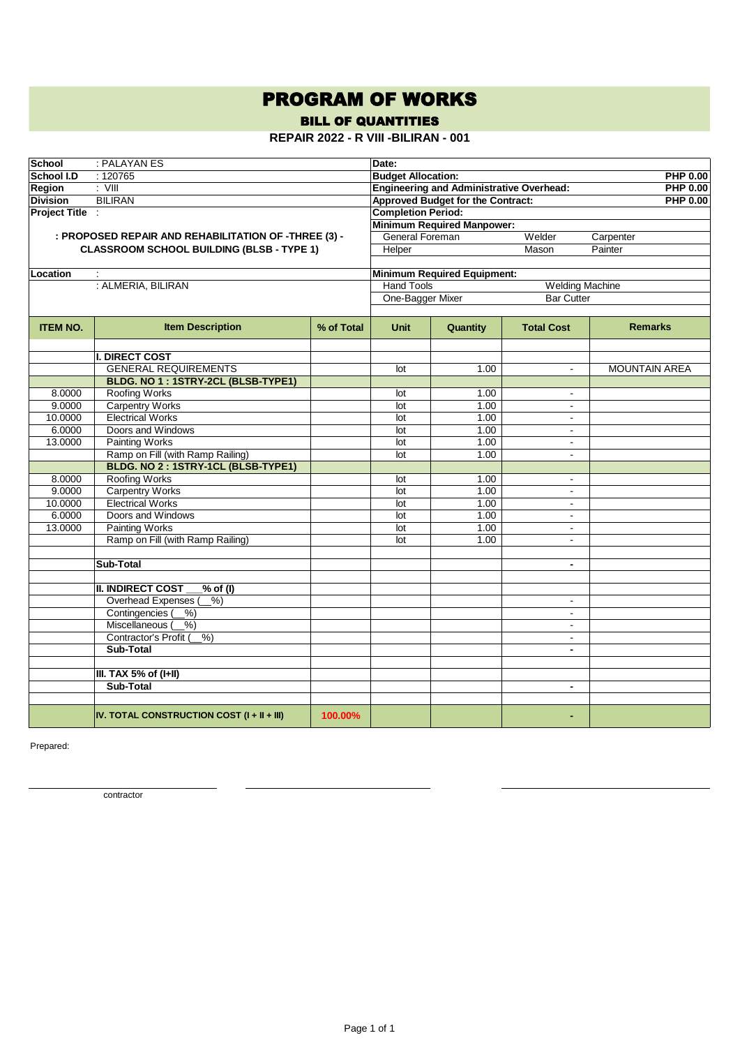# PROGRAM OF WORKS

## BILL OF QUANTITIES

**REPAIR 2022 - R VIII -BILIRAN - 001**

| | | | | | | |
|---|---|---|---|---|---|---|
| **School** | : PALAYAN ES | | **Date:** | | | |
| **School I.D** | : 120765 | | **Budget Allocation:** | | | **PHP 0.00** |
| **Region** | : VIII | | **Engineering and Administrative Overhead:** | | | **PHP 0.00** |
| **Division** | BILIRAN | | **Approved Budget for the Contract:** | | | **PHP 0.00** |
| **Project Title** | : | | **Completion Period:** | | | |
| | | | **Minimum Required Manpower:** | | | |
| **: PROPOSED REPAIR AND REHABILITATION OF -THREE (3) - CLASSROOM SCHOOL BUILDING (BLSB - TYPE 1)** | | | General Foreman | | Welder | Carpenter |
| | | | Helper | | Mason | Painter |
| **Location** | : | | **Minimum Required Equipment:** | | | |
| | : ALMERIA, BILIRAN | | Hand Tools | | Welding Machine | |
| | | | One-Bagger Mixer | | Bar Cutter | |

| ITEM NO. | Item Description | % of Total | Unit | Quantity | Total Cost | Remarks |
|---|---|---|---|---|---|---|
| | **I. DIRECT COST** | | | | | |
| | GENERAL REQUIREMENTS | | lot | 1.00 | - | MOUNTAIN AREA |
| | **BLDG. NO 1 : 1STRY-2CL (BLSB-TYPE1)** | | | | | |
| 8.0000 | Roofing Works | | lot | 1.00 | - | |
| 9.0000 | Carpentry Works | | lot | 1.00 | - | |
| 10.0000 | Electrical Works | | lot | 1.00 | - | |
| 6.0000 | Doors and Windows | | lot | 1.00 | - | |
| 13.0000 | Painting Works | | lot | 1.00 | - | |
| | Ramp on Fill (with Ramp Railing) | | lot | 1.00 | - | |
| | **BLDG. NO 2 : 1STRY-1CL (BLSB-TYPE1)** | | | | | |
| 8.0000 | Roofing Works | | lot | 1.00 | - | |
| 9.0000 | Carpentry Works | | lot | 1.00 | - | |
| 10.0000 | Electrical Works | | lot | 1.00 | - | |
| 6.0000 | Doors and Windows | | lot | 1.00 | - | |
| 13.0000 | Painting Works | | lot | 1.00 | - | |
| | Ramp on Fill (with Ramp Railing) | | lot | 1.00 | - | |
| | **Sub-Total** | | | | **-** | |
| | **II. INDIRECT COST ___% of (I)** | | | | | |
| | Overhead Expenses (__%) | | | | - | |
| | Contingencies (__%) | | | | - | |
| | Miscellaneous (__%) | | | | - | |
| | Contractor's Profit (__%) | | | | - | |
| | **Sub-Total** | | | | **-** | |
| | **III. TAX 5% of (I+II)** | | | | | |
| | **Sub-Total** | | | | **-** | |
| | **IV. TOTAL CONSTRUCTION COST (I + II + III)** | **100.00%** | | | **-** | |

Prepared:

contractor